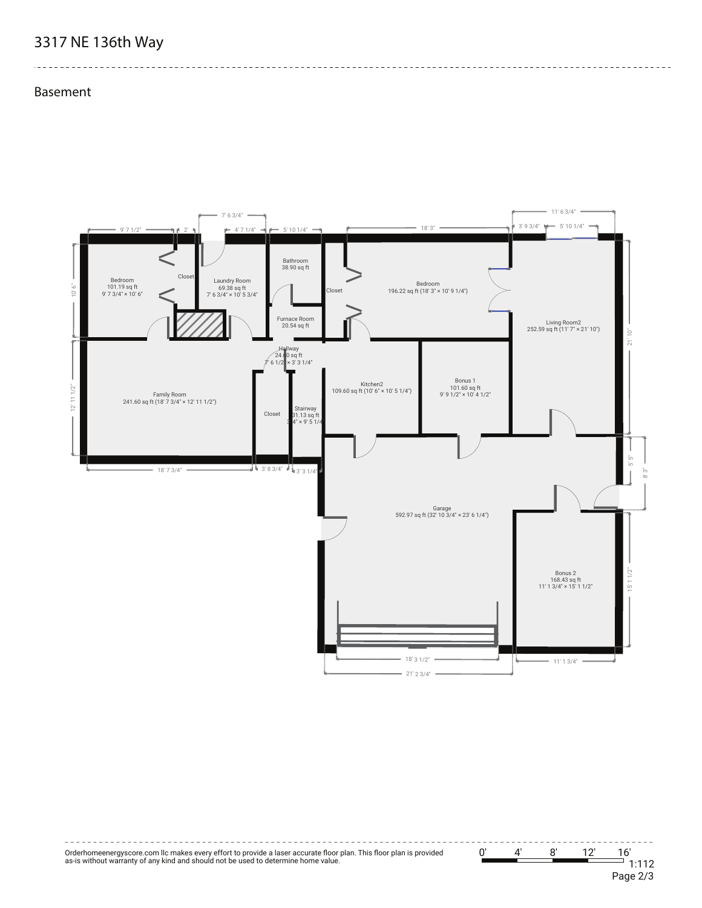# 3317 NE 136th Way

## Basement

Bedroom
101.19 sq ft
9' 7 3/4" × 10' 6"

Closet

Laundry Room
69.38 sq ft
7' 6 3/4" × 10' 5 3/4"

Bathroom
38.90 sq ft

Furnace Room
20.54 sq ft

Closet

Bedroom
196.22 sq ft (18' 3" × 10' 9 1/4")

Living Room2
252.59 sq ft (11' 7" × 21' 10")

Family Room
241.60 sq ft (18' 7 3/4" × 12' 11 1/2")

Hallway
24.60 sq ft
7' 6 1/2" × 3' 3 1/4"

Closet

Stairway
31.13 sq ft
3' 4" × 9' 5 1/4"

Kitchen2
109.60 sq ft (10' 6" × 10' 5 1/4")

Bonus 1
101.60 sq ft
9' 9 1/2" × 10' 4 1/2"

Garage
592.97 sq ft (32' 10 3/4" × 23' 6 1/4")

Bonus 2
168.43 sq ft
11' 1 3/4" × 15' 1 1/2"

Dimensions: 7' 6 3/4", 9' 7 1/2", 2', 4' 7 1/4", 5' 10 1/4", 18' 3", 11' 6 3/4", 3' 9 3/4", 5' 10 1/4", 10' 6", 12' 11 1/2", 21' 10", 5' 5", 8' 3", 15' 1 1/2", 18' 7 3/4", 3' 8 3/4", 3' 3 1/4", 18' 3 1/2", 21' 2 3/4", 11' 1 3/4"

Orderhomeenergyscore.com llc makes every effort to provide a laser accurate floor plan. This floor plan is provided as-is without warranty of any kind and should not be used to determine home value.

0' 4' 8' 12' 16'
1:112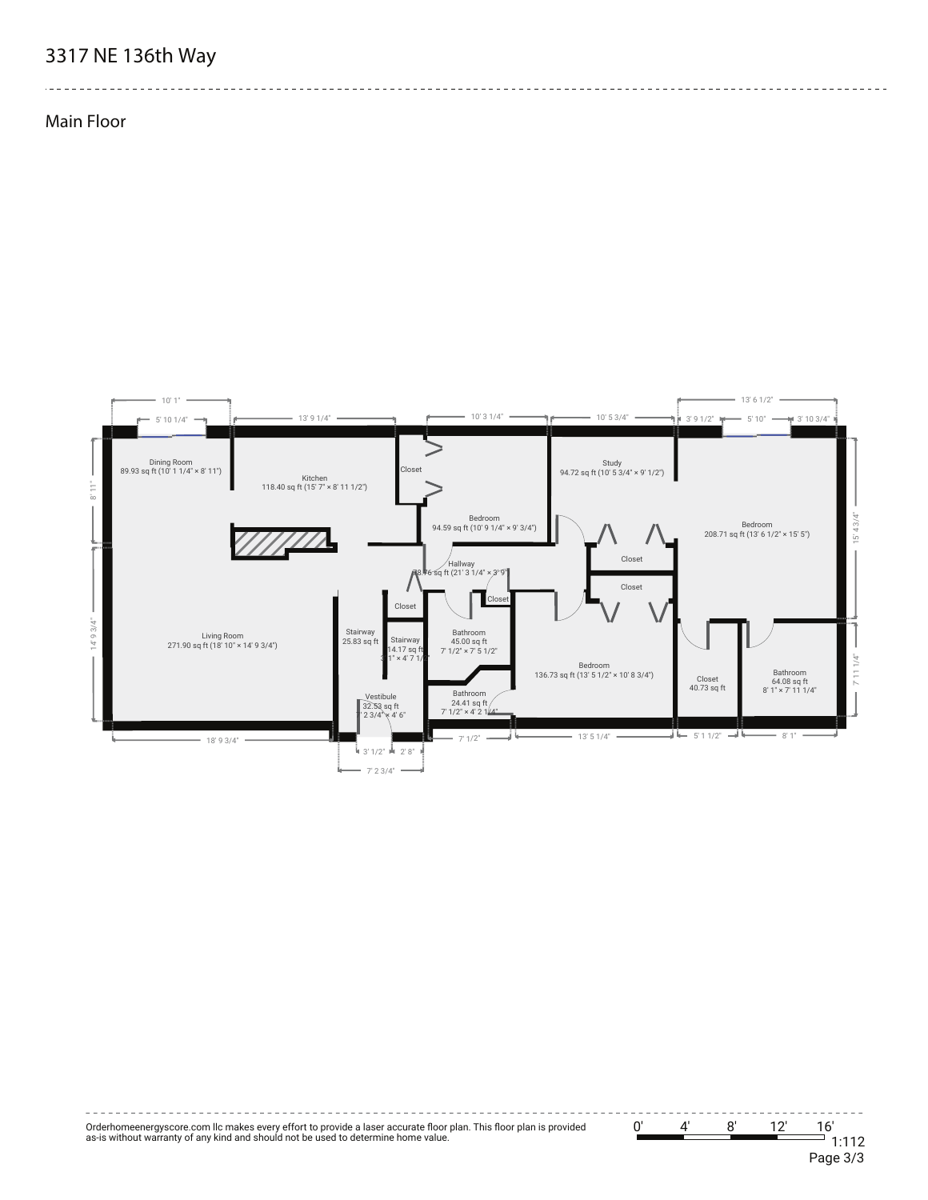# 3317 NE 136th Way

## Main Floor

10' 1"

5' 10 1/4"

13' 9 1/4"

10' 3 1/4"

10' 5 3/4"

13' 6 1/2"

3' 9 1/2"

5' 10"

3' 10 3/4"

8' 11"

14' 9 3/4"

15' 4 3/4"

7' 11 1/4"

Dining Room
89.93 sq ft (10' 1 1/4" × 8' 11")

Kitchen
118.40 sq ft (15' 7" × 8' 11 1/2")

Closet

Bedroom
94.59 sq ft (10' 9 1/4" × 9' 3/4")

Study
94.72 sq ft (10' 5 3/4" × 9' 1/2")

Bedroom
208.71 sq ft (13' 6 1/2" × 15' 5")

Closet

Closet

Hallway
78.76 sq ft (21' 3 1/4" × 3' 9")

Closet

Closet

Living Room
271.90 sq ft (18' 10" × 14' 9 3/4")

Stairway
25.83 sq ft

Stairway
14.17 sq ft
3' 1" × 4' 7 1/4"

Bathroom
45.00 sq ft
7' 1/2" × 7' 5 1/2"

Bedroom
136.73 sq ft (13' 5 1/2" × 10' 8 3/4")

Closet
40.73 sq ft

Bathroom
64.08 sq ft
8' 1" × 7' 11 1/4"

Vestibule
32.53 sq ft
7' 2 3/4" × 4' 6"

Bathroom
24.41 sq ft
7' 1/2" × 4' 2 1/4"

18' 9 3/4"

7' 1/2"

13' 5 1/4"

5' 1 1/2"

8' 1"

3' 1/2"

2' 8"

7' 2 3/4"

Orderhomeenergyscore.com llc makes every effort to provide a laser accurate floor plan. This floor plan is provided as-is without warranty of any kind and should not be used to determine home value.

0' 4' 8' 12' 16'

1:112